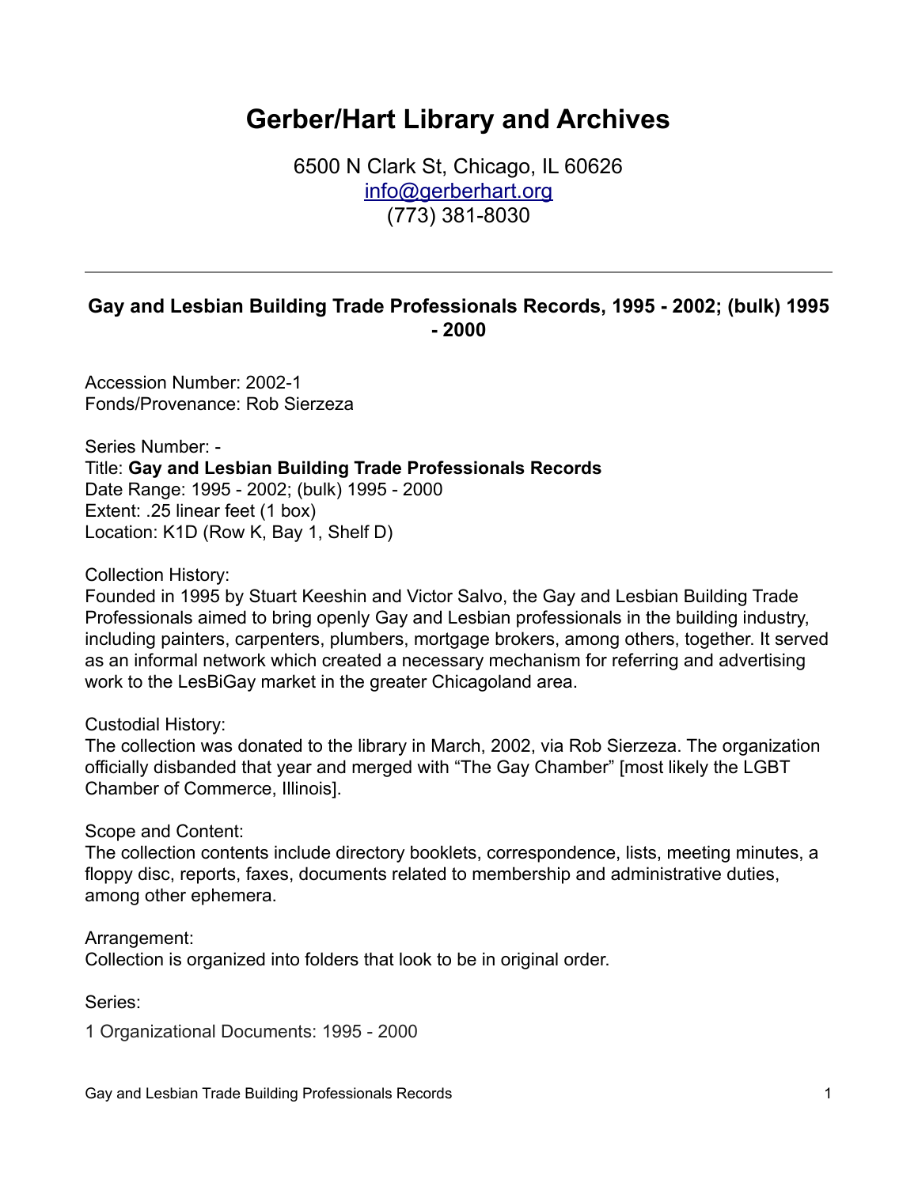# Gerber/Hart Library and Archives

6500 N Clark St, Chicago, IL 60626
info@gerberhart.org
(773) 381-8030

---

**Gay and Lesbian Building Trade Professionals Records, 1995 - 2002; (bulk) 1995 - 2000**

Accession Number: 2002-1
Fonds/Provenance: Rob Sierzeza

Series Number: -
Title: **Gay and Lesbian Building Trade Professionals Records**
Date Range: 1995 - 2002; (bulk) 1995 - 2000
Extent: .25 linear feet (1 box)
Location: K1D (Row K, Bay 1, Shelf D)

Collection History:
Founded in 1995 by Stuart Keeshin and Victor Salvo, the Gay and Lesbian Building Trade Professionals aimed to bring openly Gay and Lesbian professionals in the building industry, including painters, carpenters, plumbers, mortgage brokers, among others, together. It served as an informal network which created a necessary mechanism for referring and advertising work to the LesBiGay market in the greater Chicagoland area.

Custodial History:
The collection was donated to the library in March, 2002, via Rob Sierzeza. The organization officially disbanded that year and merged with "The Gay Chamber" [most likely the LGBT Chamber of Commerce, Illinois].

Scope and Content:
The collection contents include directory booklets, correspondence, lists, meeting minutes, a floppy disc, reports, faxes, documents related to membership and administrative duties, among other ephemera.

Arrangement:
Collection is organized into folders that look to be in original order.

Series:

1 Organizational Documents: 1995 - 2000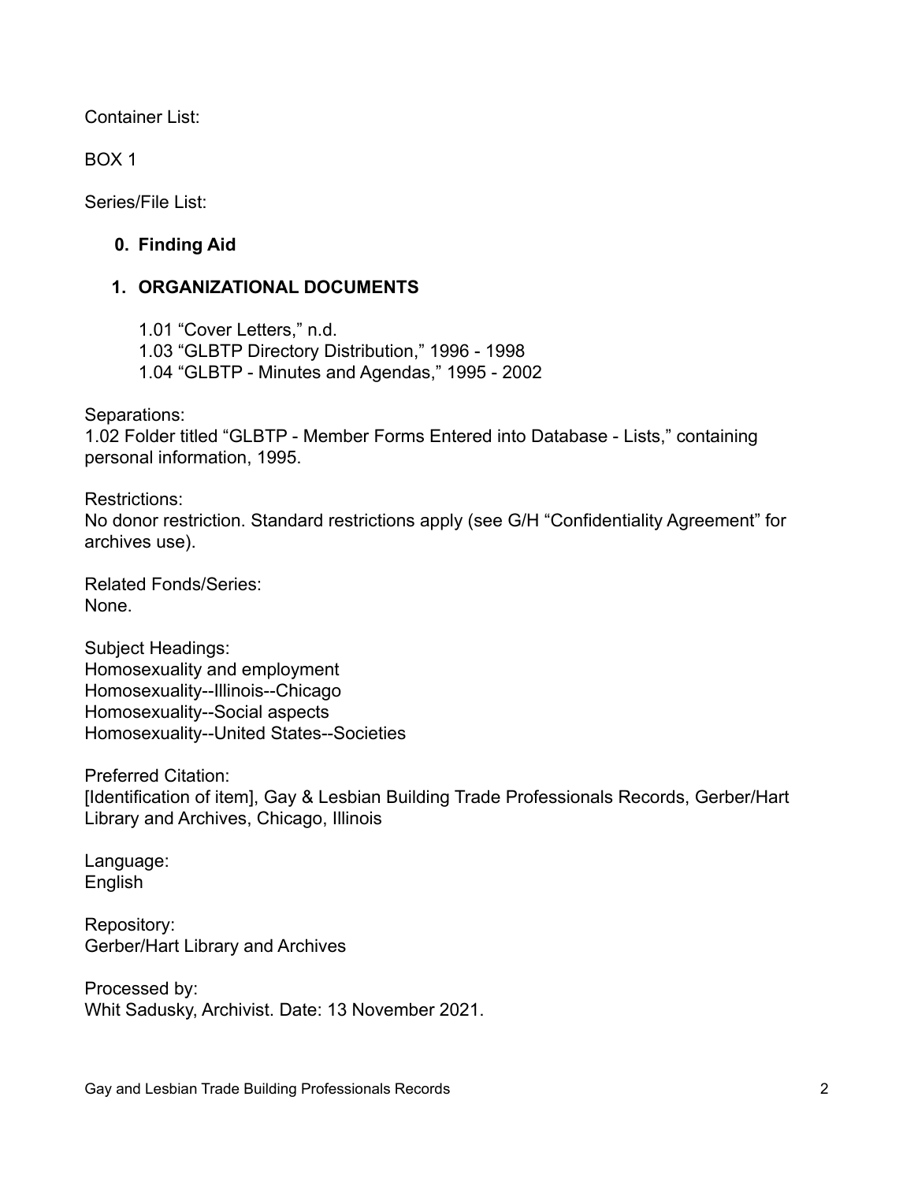Container List:

BOX 1

Series/File List:

0. **Finding Aid**

1. **ORGANIZATIONAL DOCUMENTS**

    1.01 "Cover Letters," n.d.
    1.03 "GLBTP Directory Distribution," 1996 - 1998
    1.04 "GLBTP - Minutes and Agendas," 1995 - 2002

Separations:
1.02 Folder titled "GLBTP - Member Forms Entered into Database - Lists," containing personal information, 1995.

Restrictions:
No donor restriction. Standard restrictions apply (see G/H "Confidentiality Agreement" for archives use).

Related Fonds/Series:
None.

Subject Headings:
Homosexuality and employment
Homosexuality--Illinois--Chicago
Homosexuality--Social aspects
Homosexuality--United States--Societies

Preferred Citation:
[Identification of item], Gay & Lesbian Building Trade Professionals Records, Gerber/Hart Library and Archives, Chicago, Illinois

Language:
English

Repository:
Gerber/Hart Library and Archives

Processed by:
Whit Sadusky, Archivist. Date: 13 November 2021.